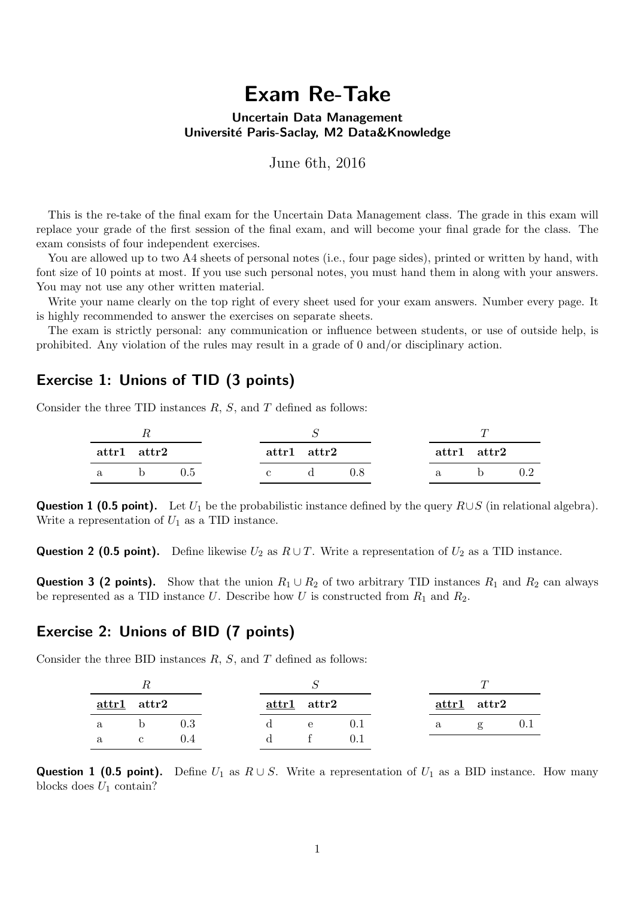# Exam Re-Take

**Uncertain Data Management**
**Université Paris-Saclay, M2 Data&Knowledge**

June 6th, 2016

This is the re-take of the final exam for the Uncertain Data Management class. The grade in this exam will replace your grade of the first session of the final exam, and will become your final grade for the class. The exam consists of four independent exercises.

You are allowed up to two A4 sheets of personal notes (i.e., four page sides), printed or written by hand, with font size of 10 points at most. If you use such personal notes, you must hand them in along with your answers. You may not use any other written material.

Write your name clearly on the top right of every sheet used for your exam answers. Number every page. It is highly recommended to answer the exercises on separate sheets.

The exam is strictly personal: any communication or influence between students, or use of outside help, is prohibited. Any violation of the rules may result in a grade of 0 and/or disciplinary action.

## Exercise 1: Unions of TID (3 points)

Consider the three TID instances $R$, $S$, and $T$ defined as follows:

$R$

| attr1 | attr2 | |
|---|---|---|
| a | b | 0.5 |

$S$

| attr1 | attr2 | |
|---|---|---|
| c | d | 0.8 |

$T$

| attr1 | attr2 | |
|---|---|---|
| a | b | 0.2 |

**Question 1 (0.5 point).** Let $U_1$ be the probabilistic instance defined by the query $R \cup S$ (in relational algebra). Write a representation of $U_1$ as a TID instance.

**Question 2 (0.5 point).** Define likewise $U_2$ as $R \cup T$. Write a representation of $U_2$ as a TID instance.

**Question 3 (2 points).** Show that the union $R_1 \cup R_2$ of two arbitrary TID instances $R_1$ and $R_2$ can always be represented as a TID instance $U$. Describe how $U$ is constructed from $R_1$ and $R_2$.

## Exercise 2: Unions of BID (7 points)

Consider the three BID instances $R$, $S$, and $T$ defined as follows:

$R$

| <u>attr1</u> | attr2 | |
|---|---|---|
| a | b | 0.3 |
| a | c | 0.4 |

$S$

| <u>attr1</u> | attr2 | |
|---|---|---|
| d | e | 0.1 |
| d | f | 0.1 |

$T$

| <u>attr1</u> | attr2 | |
|---|---|---|
| a | g | 0.1 |

**Question 1 (0.5 point).** Define $U_1$ as $R \cup S$. Write a representation of $U_1$ as a BID instance. How many blocks does $U_1$ contain?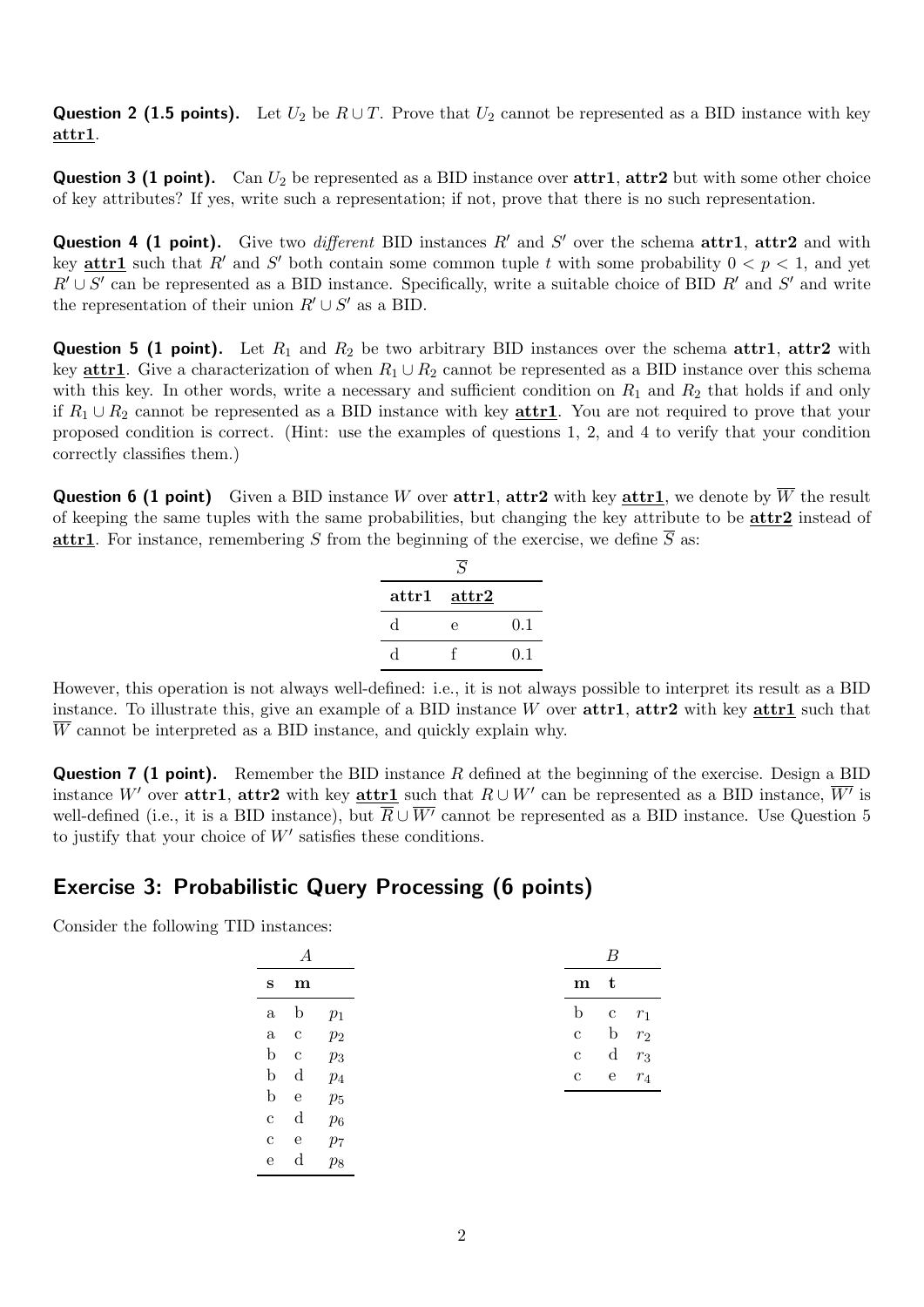**Question 2 (1.5 points).** Let $U_2$ be $R \cup T$. Prove that $U_2$ cannot be represented as a BID instance with key **attr1**.

**Question 3 (1 point).** Can $U_2$ be represented as a BID instance over **attr1**, **attr2** but with some other choice of key attributes? If yes, write such a representation; if not, prove that there is no such representation.

**Question 4 (1 point).** Give two *different* BID instances $R'$ and $S'$ over the schema **attr1**, **attr2** and with key **attr1** such that $R'$ and $S'$ both contain some common tuple $t$ with some probability $0 < p < 1$, and yet $R' \cup S'$ can be represented as a BID instance. Specifically, write a suitable choice of BID $R'$ and $S'$ and write the representation of their union $R' \cup S'$ as a BID.

**Question 5 (1 point).** Let $R_1$ and $R_2$ be two arbitrary BID instances over the schema **attr1**, **attr2** with key **attr1**. Give a characterization of when $R_1 \cup R_2$ cannot be represented as a BID instance over this schema with this key. In other words, write a necessary and sufficient condition on $R_1$ and $R_2$ that holds if and only if $R_1 \cup R_2$ cannot be represented as a BID instance with key **attr1**. You are not required to prove that your proposed condition is correct. (Hint: use the examples of questions 1, 2, and 4 to verify that your condition correctly classifies them.)

**Question 6 (1 point)** Given a BID instance $W$ over **attr1**, **attr2** with key **attr1**, we denote by $\overline{W}$ the result of keeping the same tuples with the same probabilities, but changing the key attribute to be **attr2** instead of **attr1**. For instance, remembering $S$ from the beginning of the exercise, we define $\overline{S}$ as:

$\overline{S}$

| attr1 | attr2 | |
|---|---|---|
| d | e | 0.1 |
| d | f | 0.1 |

However, this operation is not always well-defined: i.e., it is not always possible to interpret its result as a BID instance. To illustrate this, give an example of a BID instance $W$ over **attr1**, **attr2** with key **attr1** such that $\overline{W}$ cannot be interpreted as a BID instance, and quickly explain why.

**Question 7 (1 point).** Remember the BID instance $R$ defined at the beginning of the exercise. Design a BID instance $W'$ over **attr1**, **attr2** with key **attr1** such that $R \cup W'$ can be represented as a BID instance, $\overline{W'}$ is well-defined (i.e., it is a BID instance), but $\overline{R} \cup \overline{W'}$ cannot be represented as a BID instance. Use Question 5 to justify that your choice of $W'$ satisfies these conditions.

## Exercise 3: Probabilistic Query Processing (6 points)

Consider the following TID instances:

$A$

| s | m | |
|---|---|---|
| a | b | $p_1$ |
| a | c | $p_2$ |
| b | c | $p_3$ |
| b | d | $p_4$ |
| b | e | $p_5$ |
| c | d | $p_6$ |
| c | e | $p_7$ |
| e | d | $p_8$ |

$B$

| m | t | |
|---|---|---|
| b | c | $r_1$ |
| c | b | $r_2$ |
| c | d | $r_3$ |
| c | e | $r_4$ |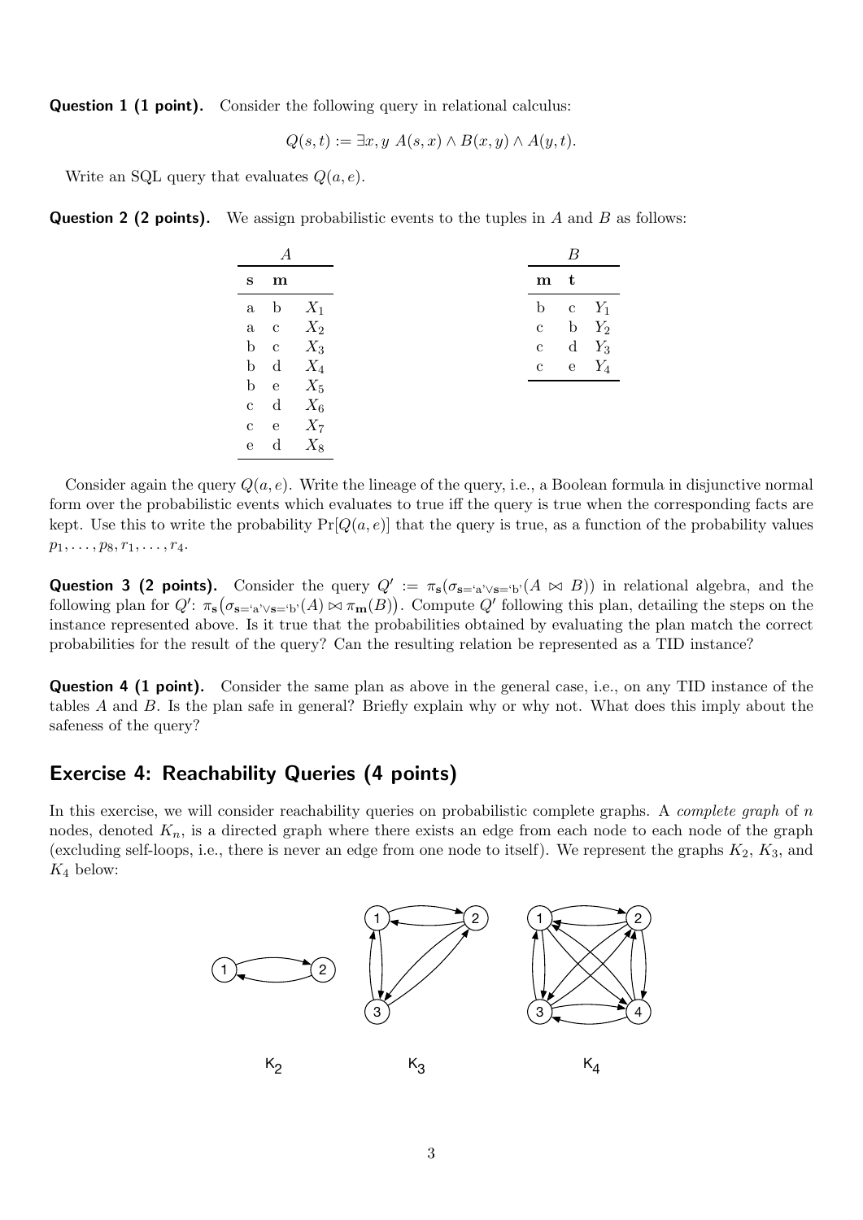**Question 1 (1 point).** Consider the following query in relational calculus:

$$Q(s,t) := \exists x, y \ A(s,x) \wedge B(x,y) \wedge A(y,t).$$

Write an SQL query that evaluates $Q(a,e)$.

**Question 2 (2 points).** We assign probabilistic events to the tuples in $A$ and $B$ as follows:

*A*

| s | m | |
|---|---|---|
| a | b | $X_1$ |
| a | c | $X_2$ |
| b | c | $X_3$ |
| b | d | $X_4$ |
| b | e | $X_5$ |
| c | d | $X_6$ |
| c | e | $X_7$ |
| e | d | $X_8$ |

*B*

| m | t | |
|---|---|---|
| b | c | $Y_1$ |
| c | b | $Y_2$ |
| c | d | $Y_3$ |
| c | e | $Y_4$ |

Consider again the query $Q(a,e)$. Write the lineage of the query, i.e., a Boolean formula in disjunctive normal form over the probabilistic events which evaluates to true iff the query is true when the corresponding facts are kept. Use this to write the probability $\Pr[Q(a,e)]$ that the query is true, as a function of the probability values $p_1, \ldots, p_8, r_1, \ldots, r_4$.

**Question 3 (2 points).** Consider the query $Q' := \pi_{\mathbf{s}}(\sigma_{\mathbf{s}=\text{'a'} \vee \mathbf{s}=\text{'b'}}(A \bowtie B))$ in relational algebra, and the following plan for $Q'$: $\pi_{\mathbf{s}}\big(\sigma_{\mathbf{s}=\text{'a'} \vee \mathbf{s}=\text{'b'}}(A) \bowtie \pi_{\mathbf{m}}(B)\big)$. Compute $Q'$ following this plan, detailing the steps on the instance represented above. Is it true that the probabilities obtained by evaluating the plan match the correct probabilities for the result of the query? Can the resulting relation be represented as a TID instance?

**Question 4 (1 point).** Consider the same plan as above in the general case, i.e., on any TID instance of the tables $A$ and $B$. Is the plan safe in general? Briefly explain why or why not. What does this imply about the safeness of the query?

## Exercise 4: Reachability Queries (4 points)

In this exercise, we will consider reachability queries on probabilistic complete graphs. A *complete graph* of $n$ nodes, denoted $K_n$, is a directed graph where there exists an edge from each node to each node of the graph (excluding self-loops, i.e., there is never an edge from one node to itself). We represent the graphs $K_2$, $K_3$, and $K_4$ below:

$K_2$ $K_3$ $K_4$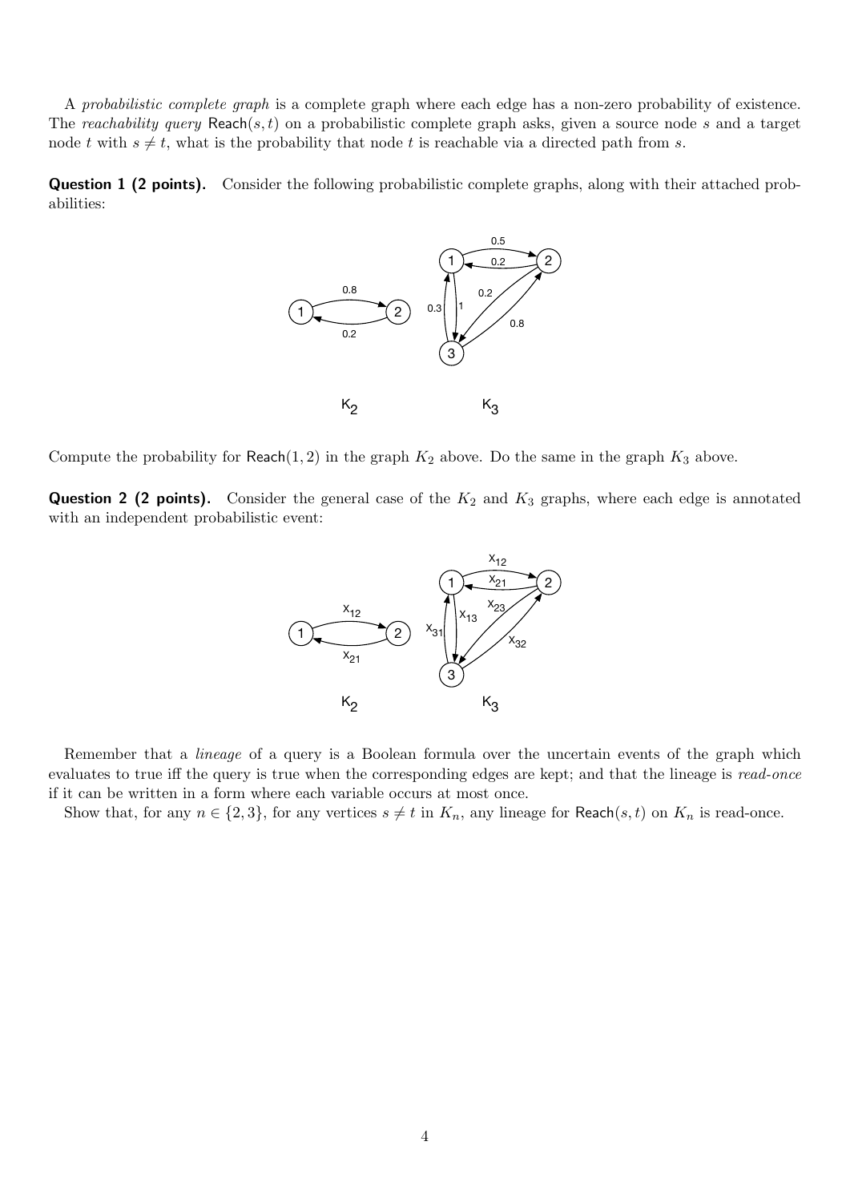A *probabilistic complete graph* is a complete graph where each edge has a non-zero probability of existence. The *reachability query* $\mathsf{Reach}(s,t)$ on a probabilistic complete graph asks, given a source node $s$ and a target node $t$ with $s \neq t$, what is the probability that node $t$ is reachable via a directed path from $s$.

**Question 1 (2 points).** Consider the following probabilistic complete graphs, along with their attached probabilities:

0.8
0.2
$K_2$

0.5
0.2
0.2
0.3
1
0.8
$K_3$

Compute the probability for $\mathsf{Reach}(1,2)$ in the graph $K_2$ above. Do the same in the graph $K_3$ above.

**Question 2 (2 points).** Consider the general case of the $K_2$ and $K_3$ graphs, where each edge is annotated with an independent probabilistic event:

$x_{12}$
$x_{21}$
$K_2$

$x_{12}$
$x_{21}$
$x_{23}$
$x_{13}$
$x_{31}$
$x_{32}$
$K_3$

Remember that a *lineage* of a query is a Boolean formula over the uncertain events of the graph which evaluates to true iff the query is true when the corresponding edges are kept; and that the lineage is *read-once* if it can be written in a form where each variable occurs at most once.

Show that, for any $n \in \{2, 3\}$, for any vertices $s \neq t$ in $K_n$, any lineage for $\mathsf{Reach}(s,t)$ on $K_n$ is read-once.